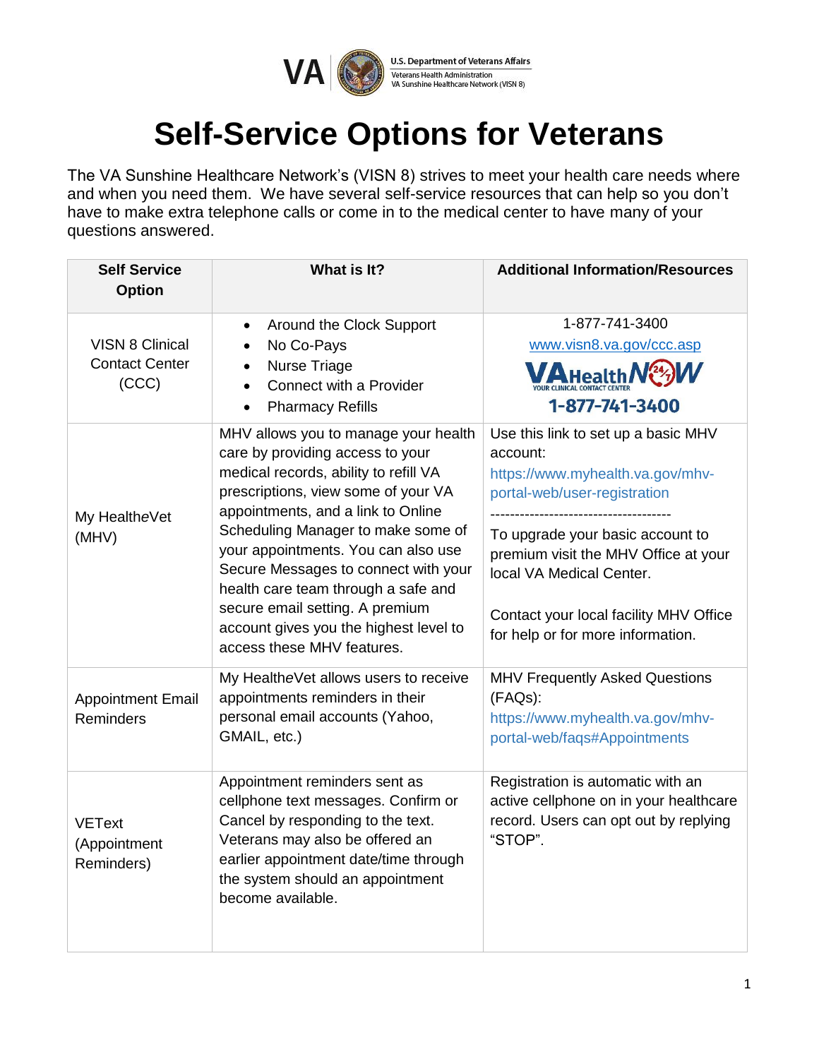U.S. Department of Veterans Affairs
Veterans Health Administration
VA Sunshine Healthcare Network (VISN 8)

# Self-Service Options for Veterans

The VA Sunshine Healthcare Network's (VISN 8) strives to meet your health care needs where and when you need them. We have several self-service resources that can help so you don't have to make extra telephone calls or come in to the medical center to have many of your questions answered.

| Self Service Option | What is It? | Additional Information/Resources |
|---|---|---|
| VISN 8 Clinical Contact Center (CCC) | • Around the Clock Support<br>• No Co-Pays<br>• Nurse Triage<br>• Connect with a Provider<br>• Pharmacy Refills | 1-877-741-3400<br>www.visn8.va.gov/ccc.asp<br>VA Health NOW 24/7 YOUR CLINICAL CONTACT CENTER<br>1-877-741-3400 |
| My HealtheVet (MHV) | MHV allows you to manage your health care by providing access to your medical records, ability to refill VA prescriptions, view some of your VA appointments, and a link to Online Scheduling Manager to make some of your appointments. You can also use Secure Messages to connect with your health care team through a safe and secure email setting. A premium account gives you the highest level to access these MHV features. | Use this link to set up a basic MHV account:<br>https://www.myhealth.va.gov/mhv-portal-web/user-registration<br>-------------------------------------<br>To upgrade your basic account to premium visit the MHV Office at your local VA Medical Center.<br><br>Contact your local facility MHV Office for help or for more information. |
| Appointment Email Reminders | My HealtheVet allows users to receive appointments reminders in their personal email accounts (Yahoo, GMAIL, etc.) | MHV Frequently Asked Questions (FAQs):<br>https://www.myhealth.va.gov/mhv-portal-web/faqs#Appointments |
| VEText (Appointment Reminders) | Appointment reminders sent as cellphone text messages. Confirm or Cancel by responding to the text. Veterans may also be offered an earlier appointment date/time through the system should an appointment become available. | Registration is automatic with an active cellphone on in your healthcare record. Users can opt out by replying "STOP". |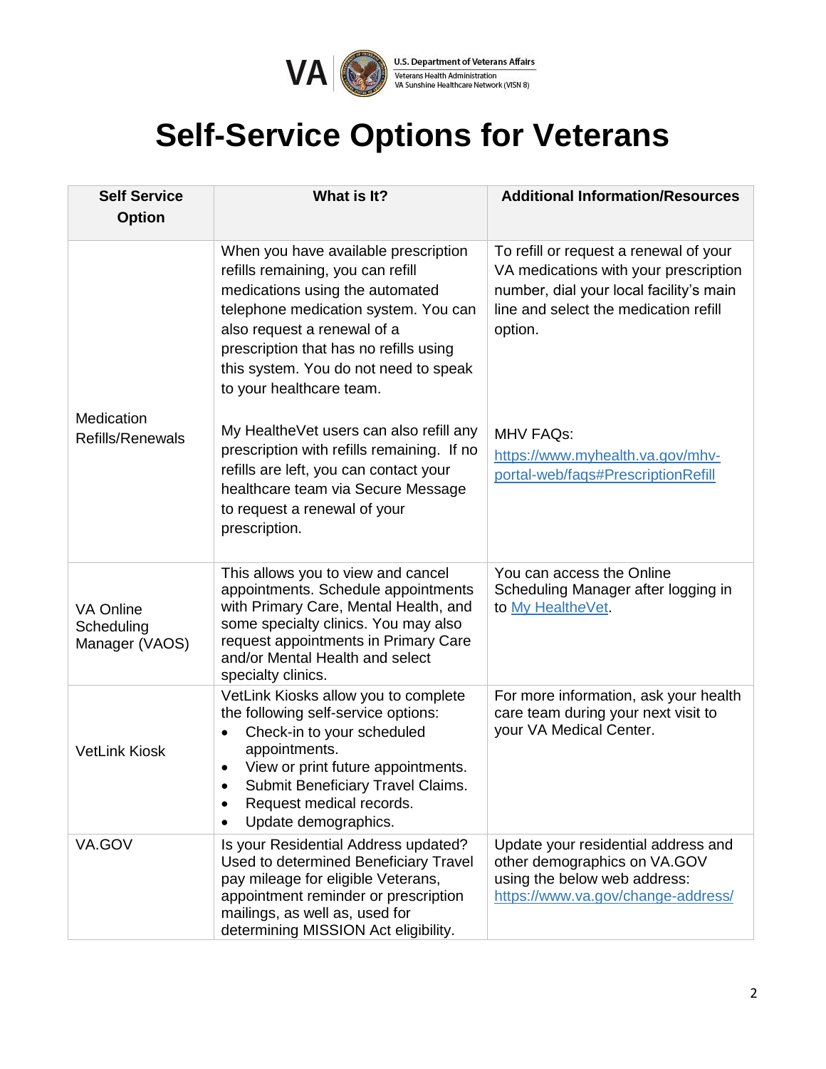# Self-Service Options for Veterans

| Self Service Option | What is It? | Additional Information/Resources |
| --- | --- | --- |
| Medication Refills/Renewals | When you have available prescription refills remaining, you can refill medications using the automated telephone medication system. You can also request a renewal of a prescription that has no refills using this system. You do not need to speak to your healthcare team. | To refill or request a renewal of your VA medications with your prescription number, dial your local facility's main line and select the medication refill option. |
| | My HealtheVet users can also refill any prescription with refills remaining. If no refills are left, you can contact your healthcare team via Secure Message to request a renewal of your prescription. | MHV FAQs: https://www.myhealth.va.gov/mhv-portal-web/faqs#PrescriptionRefill |
| VA Online Scheduling Manager (VAOS) | This allows you to view and cancel appointments. Schedule appointments with Primary Care, Mental Health, and some specialty clinics. You may also request appointments in Primary Care and/or Mental Health and select specialty clinics. | You can access the Online Scheduling Manager after logging in to My HealtheVet. |
| VetLink Kiosk | VetLink Kiosks allow you to complete the following self-service options: <br>• Check-in to your scheduled appointments. <br>• View or print future appointments. <br>• Submit Beneficiary Travel Claims. <br>• Request medical records. <br>• Update demographics. | For more information, ask your health care team during your next visit to your VA Medical Center. |
| VA.GOV | Is your Residential Address updated? Used to determined Beneficiary Travel pay mileage for eligible Veterans, appointment reminder or prescription mailings, as well as, used for determining MISSION Act eligibility. | Update your residential address and other demographics on VA.GOV using the below web address: https://www.va.gov/change-address/ |